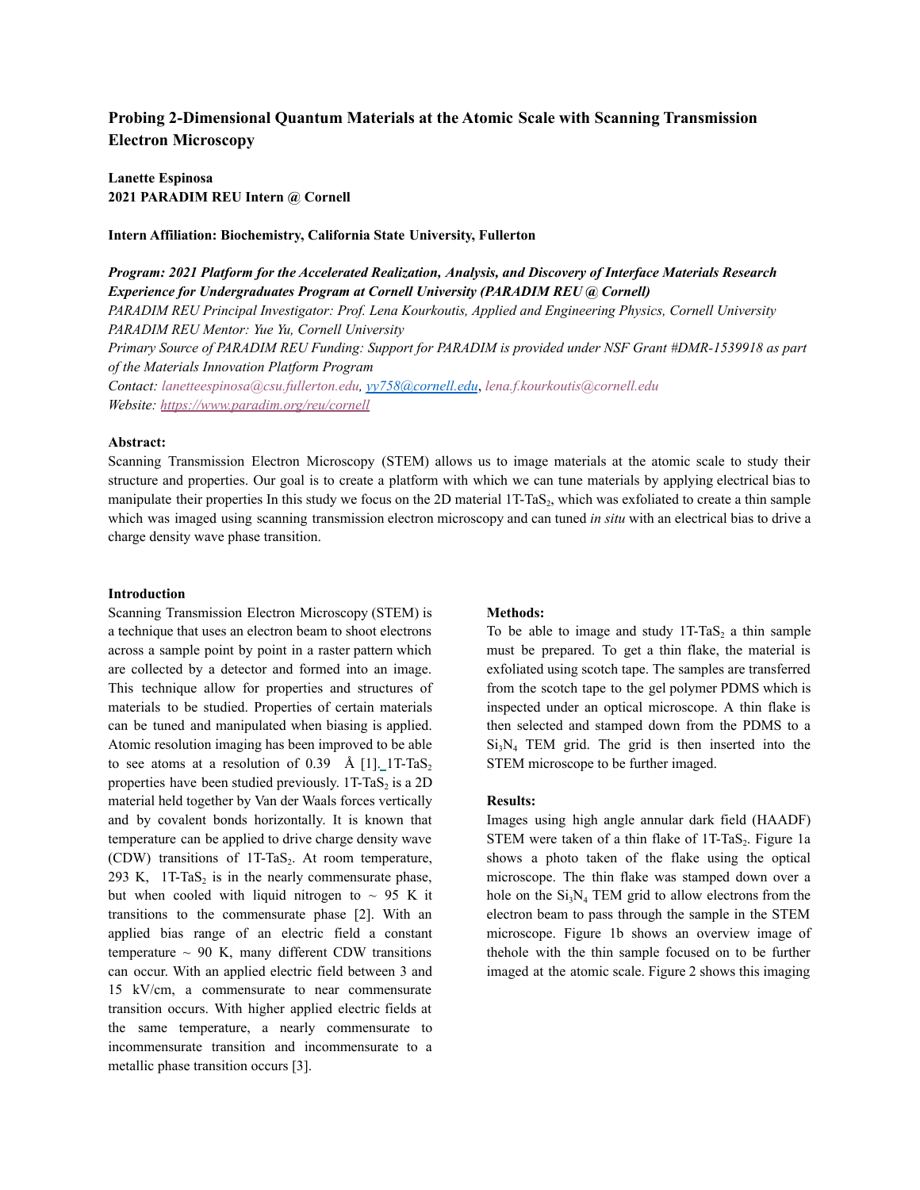# Probing 2-Dimensional Quantum Materials at the Atomic Scale with Scanning Transmission Electron Microscopy

**Lanette Espinosa**
**2021 PARADIM REU Intern @ Cornell**

**Intern Affiliation: Biochemistry, California State University, Fullerton**

***Program: 2021 Platform for the Accelerated Realization, Analysis, and Discovery of Interface Materials Research Experience for Undergraduates Program at Cornell University (PARADIM REU @ Cornell)***
*PARADIM REU Principal Investigator: Prof. Lena Kourkoutis, Applied and Engineering Physics, Cornell University*
*PARADIM REU Mentor: Yue Yu, Cornell University*
*Primary Source of PARADIM REU Funding: Support for PARADIM is provided under NSF Grant #DMR-1539918 as part of the Materials Innovation Platform Program*
*Contact: lanetteespinosa@csu.fullerton.edu, yy758@cornell.edu, lena.f.kourkoutis@cornell.edu*
*Website: https://www.paradim.org/reu/cornell*

**Abstract:**

Scanning Transmission Electron Microscopy (STEM) allows us to image materials at the atomic scale to study their structure and properties. Our goal is to create a platform with which we can tune materials by applying electrical bias to manipulate their properties In this study we focus on the 2D material 1T-$TaS_2$, which was exfoliated to create a thin sample which was imaged using scanning transmission electron microscopy and can tuned *in situ* with an electrical bias to drive a charge density wave phase transition.

**Introduction**

Scanning Transmission Electron Microscopy (STEM) is a technique that uses an electron beam to shoot electrons across a sample point by point in a raster pattern which are collected by a detector and formed into an image. This technique allow for properties and structures of materials to be studied. Properties of certain materials can be tuned and manipulated when biasing is applied. Atomic resolution imaging has been improved to be able to see atoms at a resolution of 0.39 Å [1]. 1T-$TaS_2$ properties have been studied previously. 1T-$TaS_2$ is a 2D material held together by Van der Waals forces vertically and by covalent bonds horizontally. It is known that temperature can be applied to drive charge density wave (CDW) transitions of 1T-$TaS_2$. At room temperature, 293 K, 1T-$TaS_2$ is in the nearly commensurate phase, but when cooled with liquid nitrogen to ~ 95 K it transitions to the commensurate phase [2]. With an applied bias range of an electric field a constant temperature ~ 90 K, many different CDW transitions can occur. With an applied electric field between 3 and 15 kV/cm, a commensurate to near commensurate transition occurs. With higher applied electric fields at the same temperature, a nearly commensurate to incommensurate transition and incommensurate to a metallic phase transition occurs [3].

**Methods:**

To be able to image and study 1T-$TaS_2$ a thin sample must be prepared. To get a thin flake, the material is exfoliated using scotch tape. The samples are transferred from the scotch tape to the gel polymer PDMS which is inspected under an optical microscope. A thin flake is then selected and stamped down from the PDMS to a $Si_3N_4$ TEM grid. The grid is then inserted into the STEM microscope to be further imaged.

**Results:**

Images using high angle annular dark field (HAADF) STEM were taken of a thin flake of 1T-$TaS_2$. Figure 1a shows a photo taken of the flake using the optical microscope. The thin flake was stamped down over a hole on the $Si_3N_4$ TEM grid to allow electrons from the electron beam to pass through the sample in the STEM microscope. Figure 1b shows an overview image of thehole with the thin sample focused on to be further imaged at the atomic scale. Figure 2 shows this imaging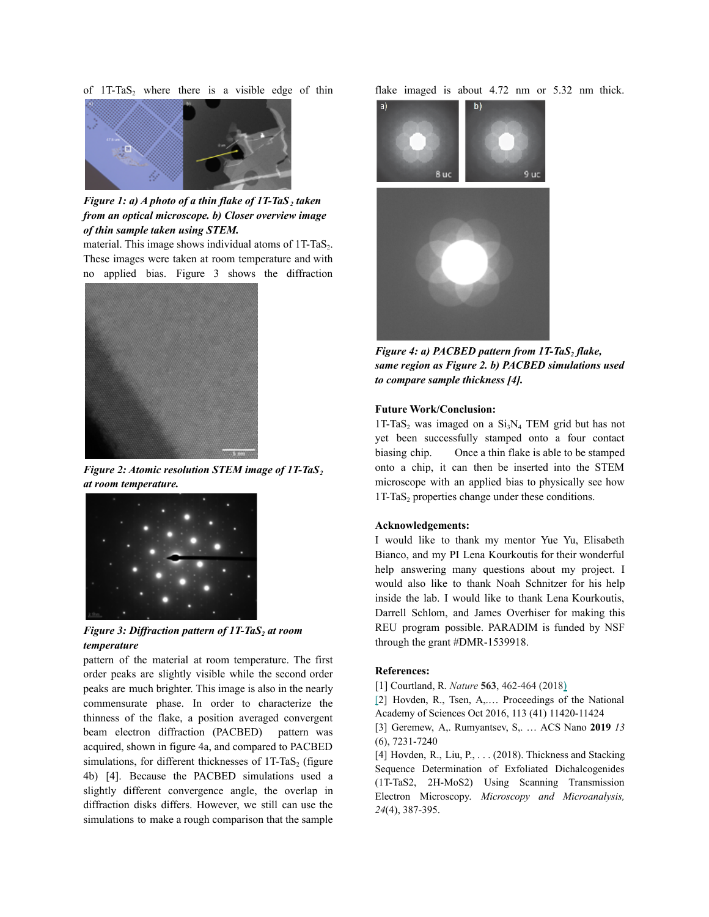of $1T\text{-}TaS_2$ where there is a visible edge of thin

***Figure 1: a) A photo of a thin flake of $1T\text{-}TaS_2$ taken from an optical microscope. b) Closer overview image of thin sample taken using STEM.***

material. This image shows individual atoms of $1T\text{-}TaS_2$. These images were taken at room temperature and with no applied bias. Figure 3 shows the diffraction

***Figure 2: Atomic resolution STEM image of $1T\text{-}TaS_2$ at room temperature.***

***Figure 3: Diffraction pattern of $1T\text{-}TaS_2$ at room temperature***

pattern of the material at room temperature. The first order peaks are slightly visible while the second order peaks are much brighter. This image is also in the nearly commensurate phase. In order to characterize the thinness of the flake, a position averaged convergent beam electron diffraction (PACBED) pattern was acquired, shown in figure 4a, and compared to PACBED simulations, for different thicknesses of $1T\text{-}TaS_2$ (figure 4b) [4]. Because the PACBED simulations used a slightly different convergence angle, the overlap in diffraction disks differs. However, we still can use the simulations to make a rough comparison that the sample flake imaged is about 4.72 nm or 5.32 nm thick.

***Figure 4: a) PACBED pattern from $1T\text{-}TaS_2$ flake, same region as Figure 2. b) PACBED simulations used to compare sample thickness [4].***

**Future Work/Conclusion:**

$1T\text{-}TaS_2$ was imaged on a $Si_3N_4$ TEM grid but has not yet been successfully stamped onto a four contact biasing chip. Once a thin flake is able to be stamped onto a chip, it can then be inserted into the STEM microscope with an applied bias to physically see how $1T\text{-}TaS_2$ properties change under these conditions.

**Acknowledgements:**

I would like to thank my mentor Yue Yu, Elisabeth Bianco, and my PI Lena Kourkoutis for their wonderful help answering many questions about my project. I would also like to thank Noah Schnitzer for his help inside the lab. I would like to thank Lena Kourkoutis, Darrell Schlom, and James Overhiser for making this REU program possible. PARADIM is funded by NSF through the grant #DMR-1539918.

**References:**

[1] Courtland, R. *Nature* **563**, 462-464 (2018)

[2] Hovden, R., Tsen, A,.… Proceedings of the National Academy of Sciences Oct 2016, 113 (41) 11420-11424

[3] Geremew, A,. Rumyantsev, S,. … ACS Nano **2019** *13* (6), 7231-7240

[4] Hovden, R., Liu, P., . . . (2018). Thickness and Stacking Sequence Determination of Exfoliated Dichalcogenides (1T-TaS2, 2H-MoS2) Using Scanning Transmission Electron Microscopy. *Microscopy and Microanalysis, 24*(4), 387-395.